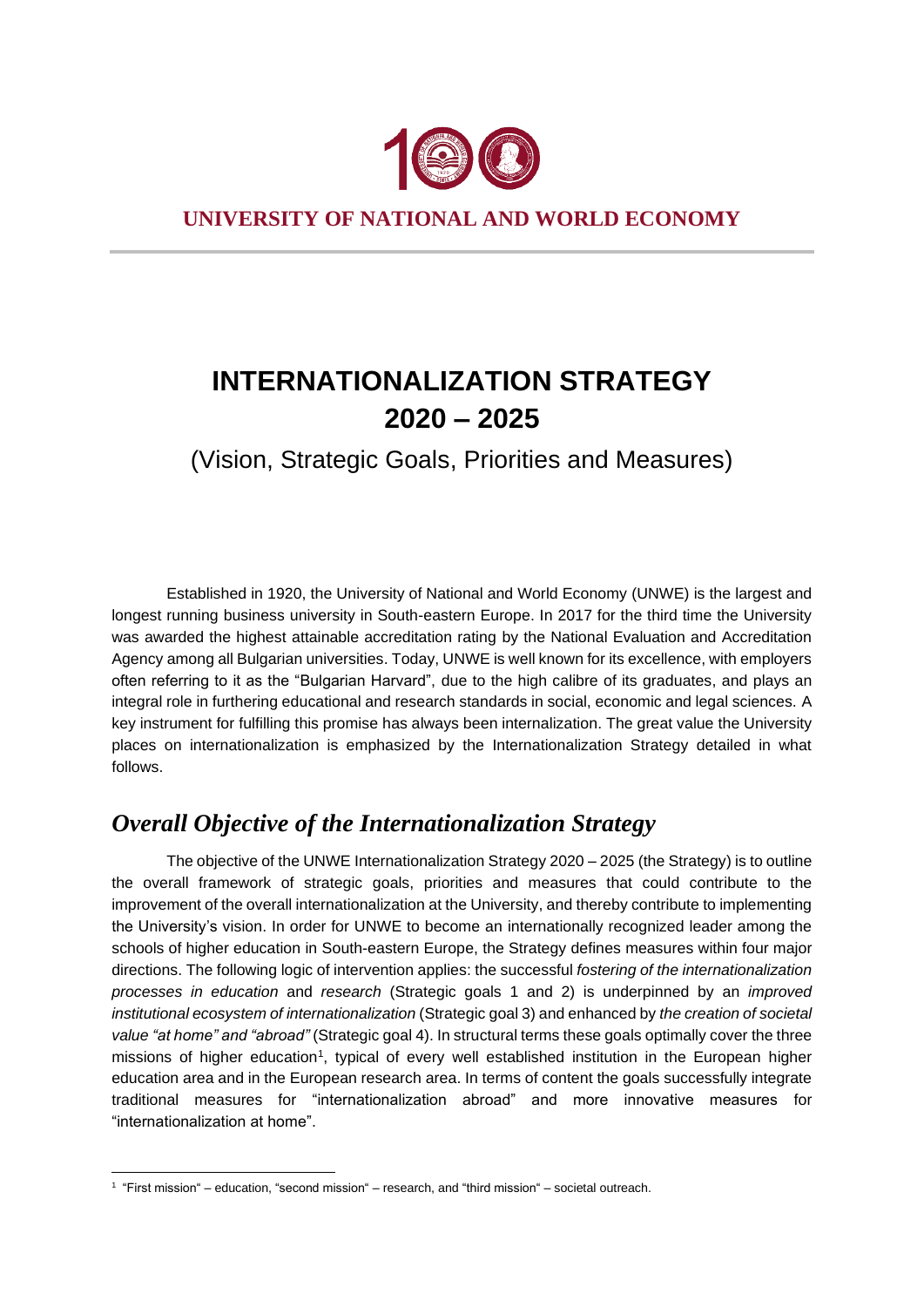**UNIVERSITY OF NATIONAL AND WORLD ECONOMY**

# INTERNATIONALIZATION STRATEGY 2020 – 2025

(Vision, Strategic Goals, Priorities and Measures)

Established in 1920, the University of National and World Economy (UNWE) is the largest and longest running business university in South-eastern Europe. In 2017 for the third time the University was awarded the highest attainable accreditation rating by the National Evaluation and Accreditation Agency among all Bulgarian universities. Today, UNWE is well known for its excellence, with employers often referring to it as the "Bulgarian Harvard", due to the high calibre of its graduates, and plays an integral role in furthering educational and research standards in social, economic and legal sciences. A key instrument for fulfilling this promise has always been internalization. The great value the University places on internationalization is emphasized by the Internationalization Strategy detailed in what follows.

## *Overall Objective of the Internationalization Strategy*

The objective of the UNWE Internationalization Strategy 2020 – 2025 (the Strategy) is to outline the overall framework of strategic goals, priorities and measures that could contribute to the improvement of the overall internationalization at the University, and thereby contribute to implementing the University's vision. In order for UNWE to become an internationally recognized leader among the schools of higher education in South-eastern Europe, the Strategy defines measures within four major directions. The following logic of intervention applies: the successful *fostering of the internationalization processes in education* and *research* (Strategic goals 1 and 2) is underpinned by an *improved institutional ecosystem of internationalization* (Strategic goal 3) and enhanced by *the creation of societal value "at home" and "abroad"* (Strategic goal 4). In structural terms these goals optimally cover the three missions of higher education[1], typical of every well established institution in the European higher education area and in the European research area. In terms of content the goals successfully integrate traditional measures for "internationalization abroad" and more innovative measures for "internationalization at home".

[1] "First mission" – education, "second mission" – research, and "third mission" – societal outreach.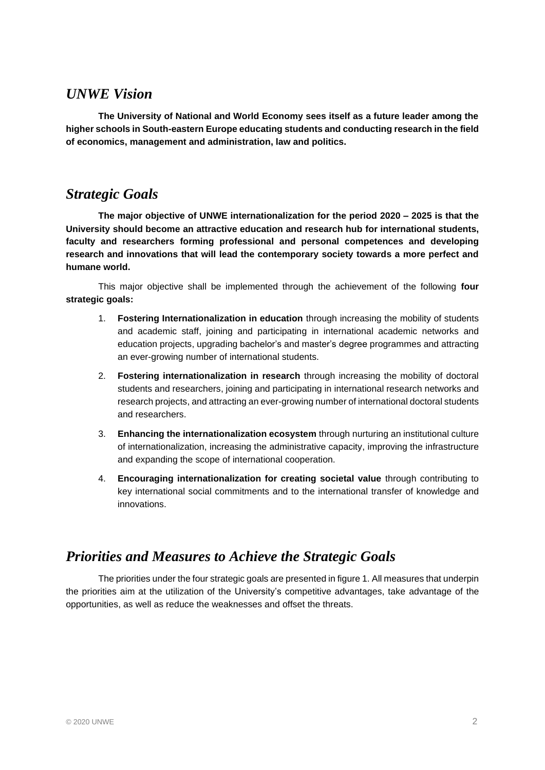## *UNWE Vision*

**The University of National and World Economy sees itself as a future leader among the higher schools in South-eastern Europe educating students and conducting research in the field of economics, management and administration, law and politics.**

## *Strategic Goals*

**The major objective of UNWE internationalization for the period 2020 – 2025 is that the University should become an attractive education and research hub for international students, faculty and researchers forming professional and personal competences and developing research and innovations that will lead the contemporary society towards a more perfect and humane world.**

This major objective shall be implemented through the achievement of the following **four strategic goals:**

1. **Fostering Internationalization in education** through increasing the mobility of students and academic staff, joining and participating in international academic networks and education projects, upgrading bachelor's and master's degree programmes and attracting an ever-growing number of international students.
2. **Fostering internationalization in research** through increasing the mobility of doctoral students and researchers, joining and participating in international research networks and research projects, and attracting an ever-growing number of international doctoral students and researchers.
3. **Enhancing the internationalization ecosystem** through nurturing an institutional culture of internationalization, increasing the administrative capacity, improving the infrastructure and expanding the scope of international cooperation.
4. **Encouraging internationalization for creating societal value** through contributing to key international social commitments and to the international transfer of knowledge and innovations.

## *Priorities and Measures to Achieve the Strategic Goals*

The priorities under the four strategic goals are presented in figure 1. All measures that underpin the priorities aim at the utilization of the University's competitive advantages, take advantage of the opportunities, as well as reduce the weaknesses and offset the threats.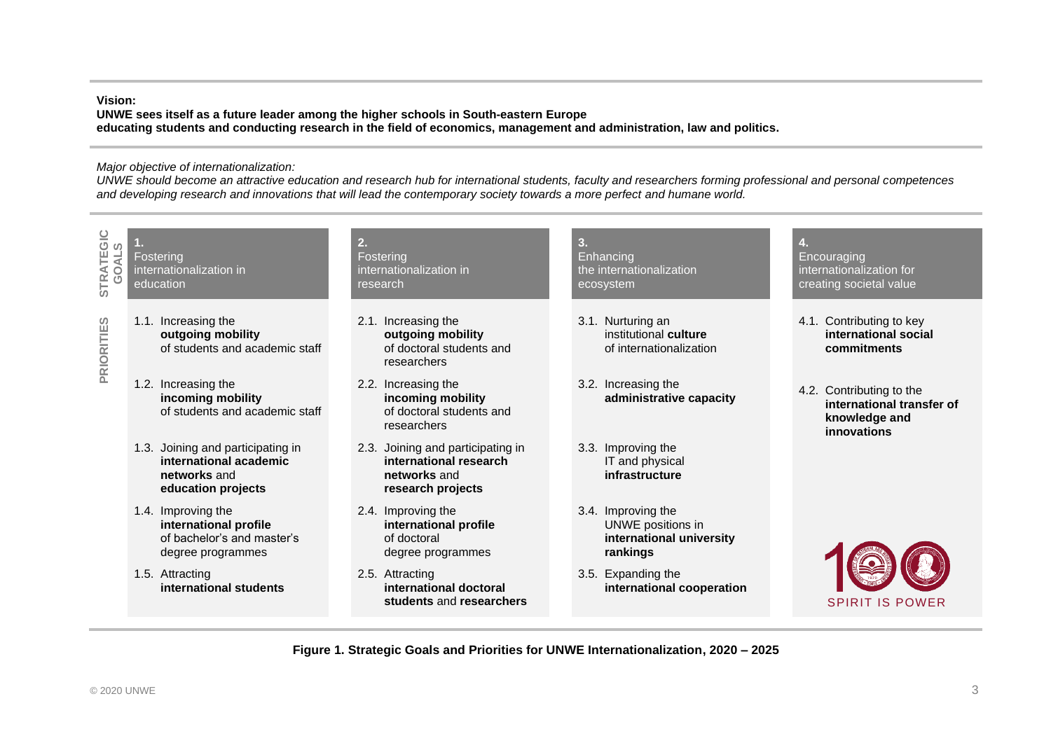**Vision:**
**UNWE sees itself as a future leader among the higher schools in South-eastern Europe educating students and conducting research in the field of economics, management and administration, law and politics.**

*Major objective of internationalization:*
*UNWE should become an attractive education and research hub for international students, faculty and researchers forming professional and personal competences and developing research and innovations that will lead the contemporary society towards a more perfect and humane world.*

| STRATEGIC GOALS | 1. Fostering internationalization in education | 2. Fostering internationalization in research | 3. Enhancing the internationalization ecosystem | 4. Encouraging internationalization for creating societal value |
|---|---|---|---|---|
| PRIORITIES | 1.1. Increasing the **outgoing mobility** of students and academic staff | 2.1. Increasing the **outgoing mobility** of doctoral students and researchers | 3.1. Nurturing an institutional **culture** of internationalization | 4.1. Contributing to key **international social commitments** |
| | 1.2. Increasing the **incoming mobility** of students and academic staff | 2.2. Increasing the **incoming mobility** of doctoral students and researchers | 3.2. Increasing the **administrative capacity** | 4.2. Contributing to the **international transfer of knowledge and innovations** |
| | 1.3. Joining and participating in **international academic networks** and **education projects** | 2.3. Joining and participating in **international research networks** and **research projects** | 3.3. Improving the IT and physical **infrastructure** | |
| | 1.4. Improving the **international profile** of bachelor's and master's degree programmes | 2.4. Improving the **international profile** of doctoral degree programmes | 3.4. Improving the UNWE positions in **international university rankings** | |
| | 1.5. Attracting **international students** | 2.5. Attracting **international doctoral students** and **researchers** | 3.5. Expanding the **international cooperation** | |

100 SPIRIT IS POWER

**Figure 1. Strategic Goals and Priorities for UNWE Internationalization, 2020 – 2025**

© 2020 UNWE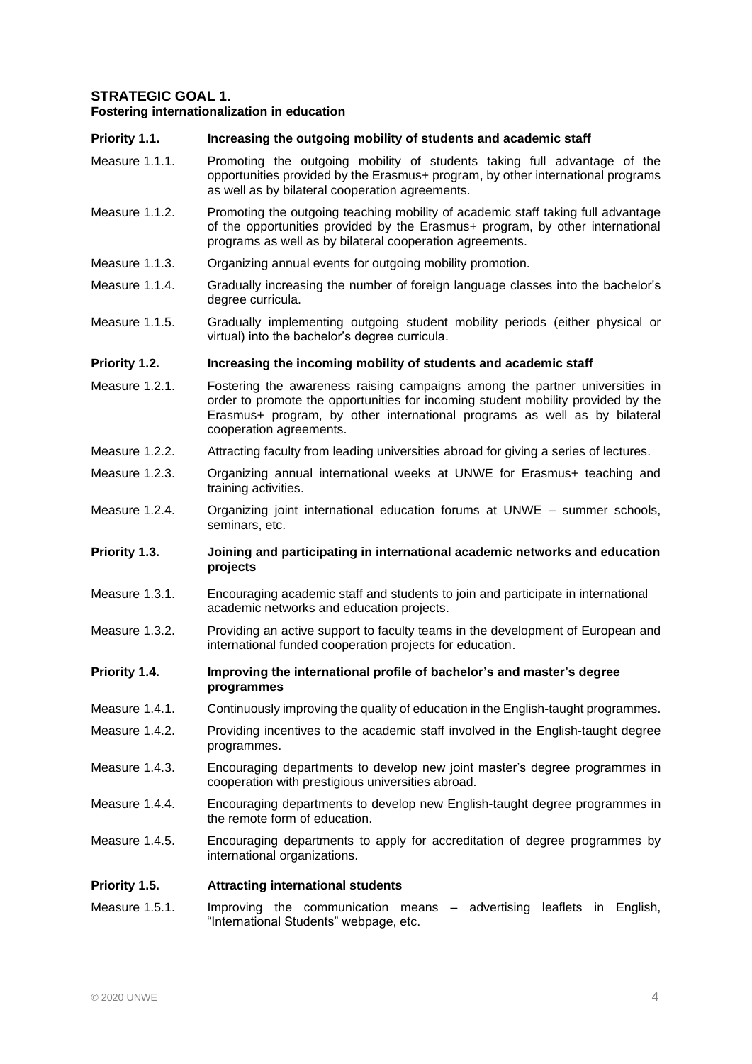## STRATEGIC GOAL 1.

**Fostering internationalization in education**

### Priority 1.1. Increasing the outgoing mobility of students and academic staff

Measure 1.1.1. Promoting the outgoing mobility of students taking full advantage of the opportunities provided by the Erasmus+ program, by other international programs as well as by bilateral cooperation agreements.

Measure 1.1.2. Promoting the outgoing teaching mobility of academic staff taking full advantage of the opportunities provided by the Erasmus+ program, by other international programs as well as by bilateral cooperation agreements.

Measure 1.1.3. Organizing annual events for outgoing mobility promotion.

Measure 1.1.4. Gradually increasing the number of foreign language classes into the bachelor's degree curricula.

Measure 1.1.5. Gradually implementing outgoing student mobility periods (either physical or virtual) into the bachelor's degree curricula.

### Priority 1.2. Increasing the incoming mobility of students and academic staff

Measure 1.2.1. Fostering the awareness raising campaigns among the partner universities in order to promote the opportunities for incoming student mobility provided by the Erasmus+ program, by other international programs as well as by bilateral cooperation agreements.

Measure 1.2.2. Attracting faculty from leading universities abroad for giving a series of lectures.

Measure 1.2.3. Organizing annual international weeks at UNWE for Erasmus+ teaching and training activities.

Measure 1.2.4. Organizing joint international education forums at UNWE – summer schools, seminars, etc.

### Priority 1.3. Joining and participating in international academic networks and education projects

Measure 1.3.1. Encouraging academic staff and students to join and participate in international academic networks and education projects.

Measure 1.3.2. Providing an active support to faculty teams in the development of European and international funded cooperation projects for education.

### Priority 1.4. Improving the international profile of bachelor's and master's degree programmes

Measure 1.4.1. Continuously improving the quality of education in the English-taught programmes.

Measure 1.4.2. Providing incentives to the academic staff involved in the English-taught degree programmes.

Measure 1.4.3. Encouraging departments to develop new joint master's degree programmes in cooperation with prestigious universities abroad.

Measure 1.4.4. Encouraging departments to develop new English-taught degree programmes in the remote form of education.

Measure 1.4.5. Encouraging departments to apply for accreditation of degree programmes by international organizations.

### Priority 1.5. Attracting international students

Measure 1.5.1. Improving the communication means – advertising leaflets in English, "International Students" webpage, etc.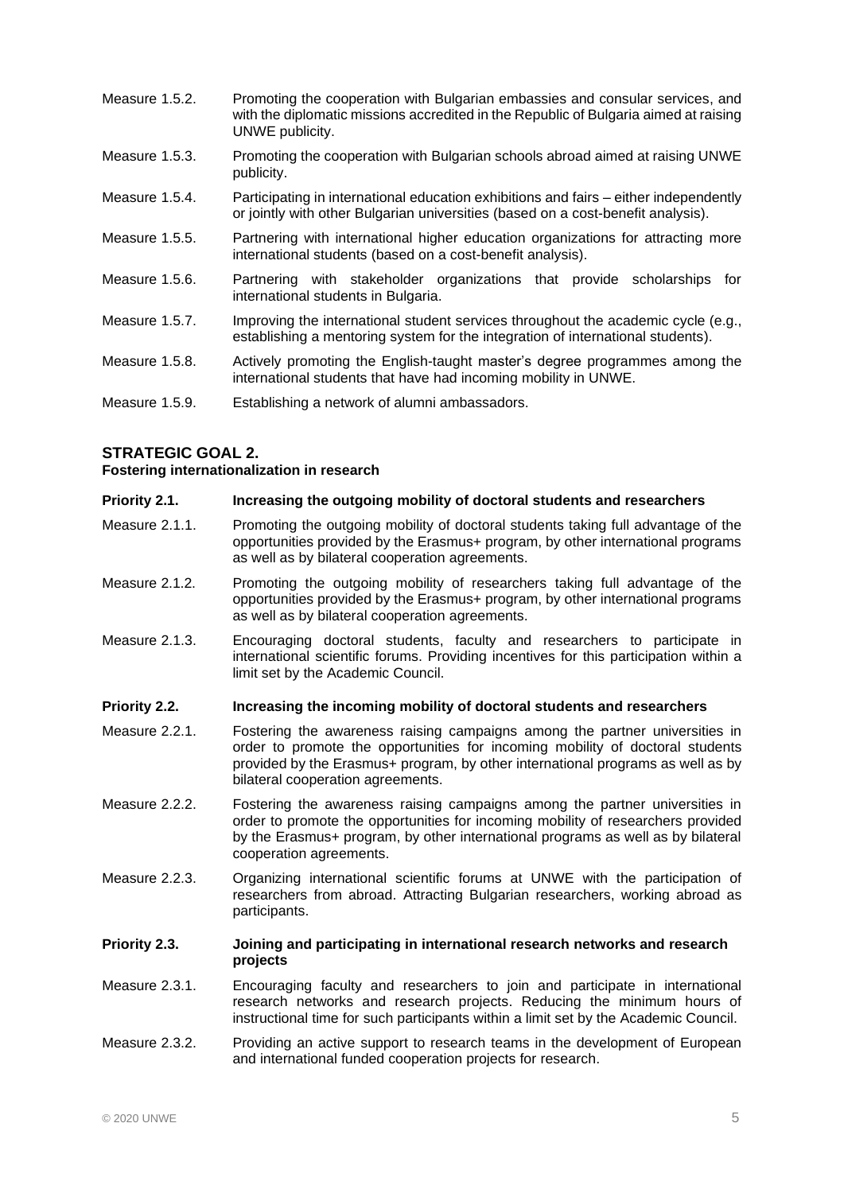Measure 1.5.2. Promoting the cooperation with Bulgarian embassies and consular services, and with the diplomatic missions accredited in the Republic of Bulgaria aimed at raising UNWE publicity.

Measure 1.5.3. Promoting the cooperation with Bulgarian schools abroad aimed at raising UNWE publicity.

Measure 1.5.4. Participating in international education exhibitions and fairs – either independently or jointly with other Bulgarian universities (based on a cost-benefit analysis).

Measure 1.5.5. Partnering with international higher education organizations for attracting more international students (based on a cost-benefit analysis).

Measure 1.5.6. Partnering with stakeholder organizations that provide scholarships for international students in Bulgaria.

Measure 1.5.7. Improving the international student services throughout the academic cycle (e.g., establishing a mentoring system for the integration of international students).

Measure 1.5.8. Actively promoting the English-taught master's degree programmes among the international students that have had incoming mobility in UNWE.

Measure 1.5.9. Establishing a network of alumni ambassadors.

## STRATEGIC GOAL 2.

**Fostering internationalization in research**

**Priority 2.1. Increasing the outgoing mobility of doctoral students and researchers**

Measure 2.1.1. Promoting the outgoing mobility of doctoral students taking full advantage of the opportunities provided by the Erasmus+ program, by other international programs as well as by bilateral cooperation agreements.

Measure 2.1.2. Promoting the outgoing mobility of researchers taking full advantage of the opportunities provided by the Erasmus+ program, by other international programs as well as by bilateral cooperation agreements.

Measure 2.1.3. Encouraging doctoral students, faculty and researchers to participate in international scientific forums. Providing incentives for this participation within a limit set by the Academic Council.

**Priority 2.2. Increasing the incoming mobility of doctoral students and researchers**

Measure 2.2.1. Fostering the awareness raising campaigns among the partner universities in order to promote the opportunities for incoming mobility of doctoral students provided by the Erasmus+ program, by other international programs as well as by bilateral cooperation agreements.

Measure 2.2.2. Fostering the awareness raising campaigns among the partner universities in order to promote the opportunities for incoming mobility of researchers provided by the Erasmus+ program, by other international programs as well as by bilateral cooperation agreements.

Measure 2.2.3. Organizing international scientific forums at UNWE with the participation of researchers from abroad. Attracting Bulgarian researchers, working abroad as participants.

**Priority 2.3. Joining and participating in international research networks and research projects**

Measure 2.3.1. Encouraging faculty and researchers to join and participate in international research networks and research projects. Reducing the minimum hours of instructional time for such participants within a limit set by the Academic Council.

Measure 2.3.2. Providing an active support to research teams in the development of European and international funded cooperation projects for research.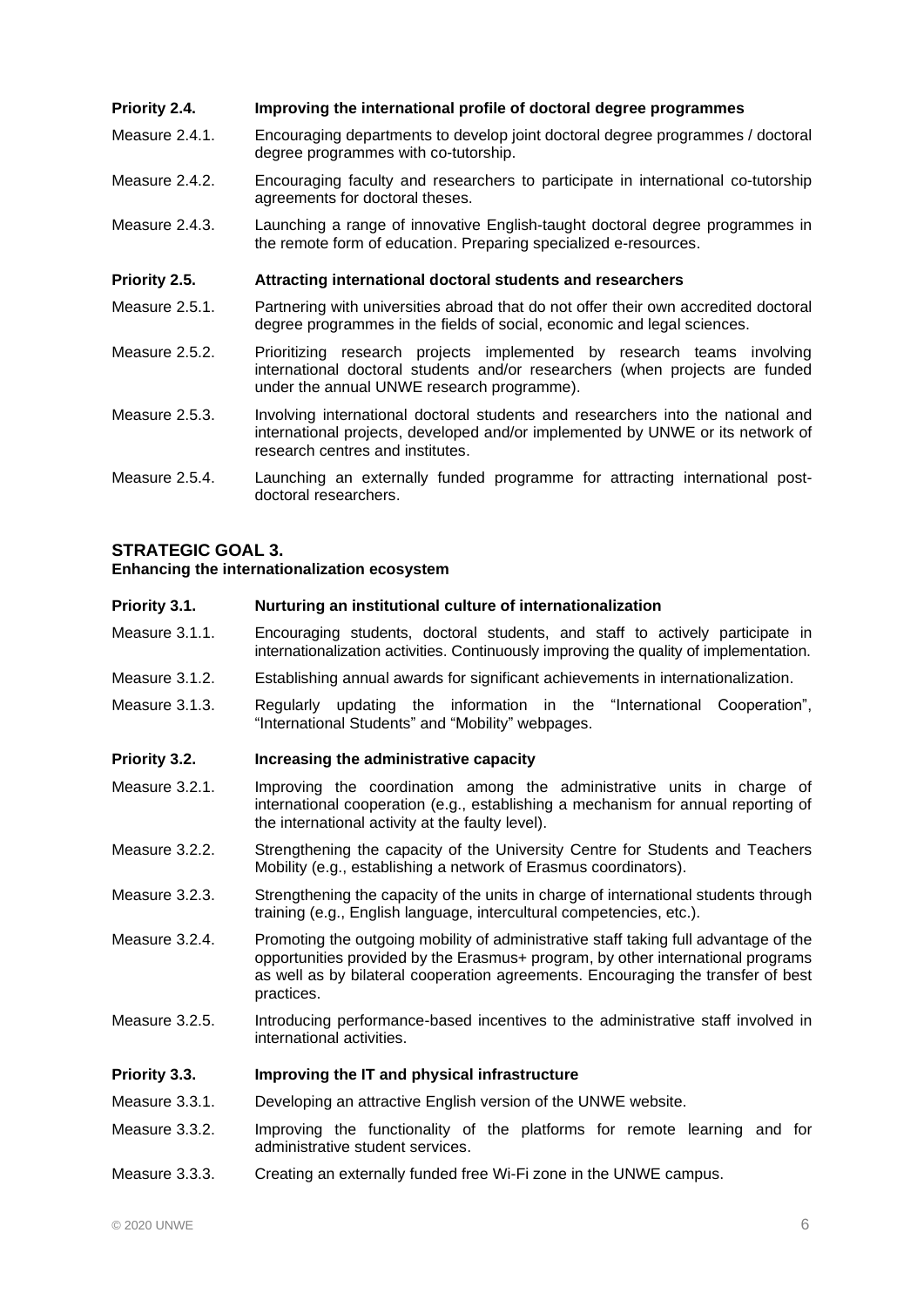**Priority 2.4. Improving the international profile of doctoral degree programmes**

Measure 2.4.1. Encouraging departments to develop joint doctoral degree programmes / doctoral degree programmes with co-tutorship.

Measure 2.4.2. Encouraging faculty and researchers to participate in international co-tutorship agreements for doctoral theses.

Measure 2.4.3. Launching a range of innovative English-taught doctoral degree programmes in the remote form of education. Preparing specialized e-resources.

**Priority 2.5. Attracting international doctoral students and researchers**

Measure 2.5.1. Partnering with universities abroad that do not offer their own accredited doctoral degree programmes in the fields of social, economic and legal sciences.

Measure 2.5.2. Prioritizing research projects implemented by research teams involving international doctoral students and/or researchers (when projects are funded under the annual UNWE research programme).

Measure 2.5.3. Involving international doctoral students and researchers into the national and international projects, developed and/or implemented by UNWE or its network of research centres and institutes.

Measure 2.5.4. Launching an externally funded programme for attracting international post-doctoral researchers.

## STRATEGIC GOAL 3.

**Enhancing the internationalization ecosystem**

**Priority 3.1. Nurturing an institutional culture of internationalization**

Measure 3.1.1. Encouraging students, doctoral students, and staff to actively participate in internationalization activities. Continuously improving the quality of implementation.

Measure 3.1.2. Establishing annual awards for significant achievements in internationalization.

Measure 3.1.3. Regularly updating the information in the “International Cooperation”, “International Students” and “Mobility” webpages.

**Priority 3.2. Increasing the administrative capacity**

Measure 3.2.1. Improving the coordination among the administrative units in charge of international cooperation (e.g., establishing a mechanism for annual reporting of the international activity at the faulty level).

Measure 3.2.2. Strengthening the capacity of the University Centre for Students and Teachers Mobility (e.g., establishing a network of Erasmus coordinators).

Measure 3.2.3. Strengthening the capacity of the units in charge of international students through training (e.g., English language, intercultural competencies, etc.).

Measure 3.2.4. Promoting the outgoing mobility of administrative staff taking full advantage of the opportunities provided by the Erasmus+ program, by other international programs as well as by bilateral cooperation agreements. Encouraging the transfer of best practices.

Measure 3.2.5. Introducing performance-based incentives to the administrative staff involved in international activities.

**Priority 3.3. Improving the IT and physical infrastructure**

Measure 3.3.1. Developing an attractive English version of the UNWE website.

Measure 3.3.2. Improving the functionality of the platforms for remote learning and for administrative student services.

Measure 3.3.3. Creating an externally funded free Wi-Fi zone in the UNWE campus.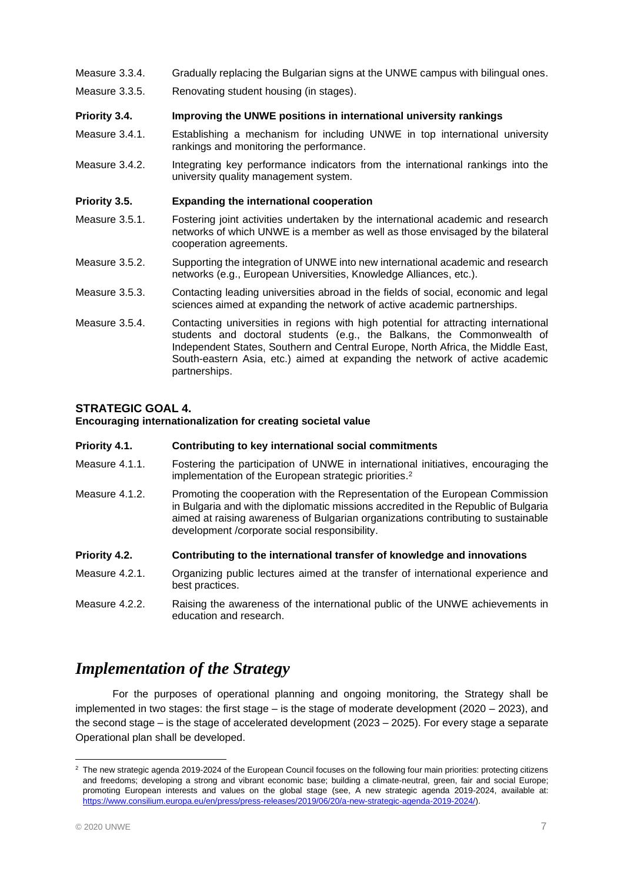Measure 3.3.4. Gradually replacing the Bulgarian signs at the UNWE campus with bilingual ones.

Measure 3.3.5. Renovating student housing (in stages).

**Priority 3.4. Improving the UNWE positions in international university rankings**

Measure 3.4.1. Establishing a mechanism for including UNWE in top international university rankings and monitoring the performance.

Measure 3.4.2. Integrating key performance indicators from the international rankings into the university quality management system.

**Priority 3.5. Expanding the international cooperation**

Measure 3.5.1. Fostering joint activities undertaken by the international academic and research networks of which UNWE is a member as well as those envisaged by the bilateral cooperation agreements.

Measure 3.5.2. Supporting the integration of UNWE into new international academic and research networks (e.g., European Universities, Knowledge Alliances, etc.).

Measure 3.5.3. Contacting leading universities abroad in the fields of social, economic and legal sciences aimed at expanding the network of active academic partnerships.

Measure 3.5.4. Contacting universities in regions with high potential for attracting international students and doctoral students (e.g., the Balkans, the Commonwealth of Independent States, Southern and Central Europe, North Africa, the Middle East, South-eastern Asia, etc.) aimed at expanding the network of active academic partnerships.

### STRATEGIC GOAL 4.
**Encouraging internationalization for creating societal value**

**Priority 4.1. Contributing to key international social commitments**

Measure 4.1.1. Fostering the participation of UNWE in international initiatives, encouraging the implementation of the European strategic priorities.[2]

Measure 4.1.2. Promoting the cooperation with the Representation of the European Commission in Bulgaria and with the diplomatic missions accredited in the Republic of Bulgaria aimed at raising awareness of Bulgarian organizations contributing to sustainable development /corporate social responsibility.

**Priority 4.2. Contributing to the international transfer of knowledge and innovations**

Measure 4.2.1. Organizing public lectures aimed at the transfer of international experience and best practices.

Measure 4.2.2. Raising the awareness of the international public of the UNWE achievements in education and research.

## *Implementation of the Strategy*

For the purposes of operational planning and ongoing monitoring, the Strategy shall be implemented in two stages: the first stage – is the stage of moderate development (2020 – 2023), and the second stage – is the stage of accelerated development (2023 – 2025). For every stage a separate Operational plan shall be developed.

---

[2] The new strategic agenda 2019-2024 of the European Council focuses on the following four main priorities: protecting citizens and freedoms; developing a strong and vibrant economic base; building a climate-neutral, green, fair and social Europe; promoting European interests and values on the global stage (see, A new strategic agenda 2019-2024, available at: https://www.consilium.europa.eu/en/press/press-releases/2019/06/20/a-new-strategic-agenda-2019-2024/).

© 2020 UNWE